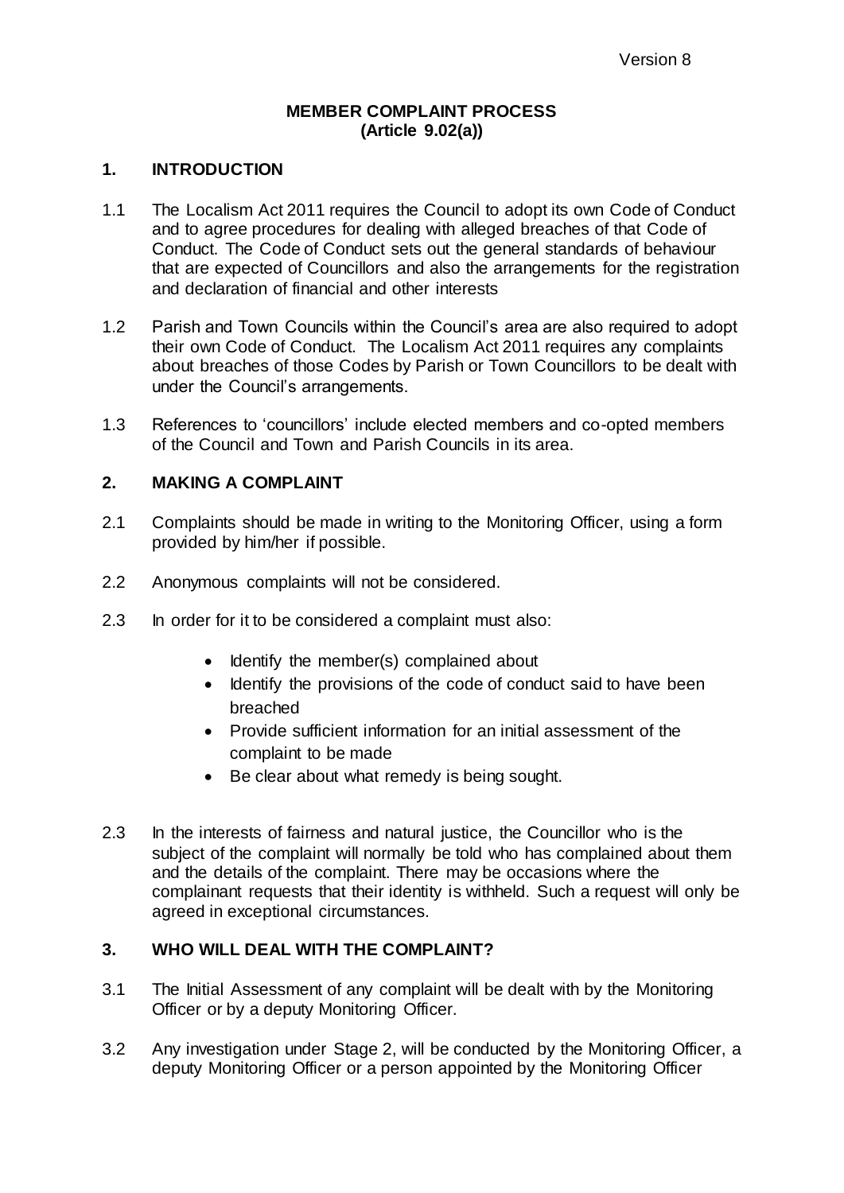Version 8

# MEMBER COMPLAINT PROCESS
## (Article 9.02(a))

## 1. INTRODUCTION

1.1 The Localism Act 2011 requires the Council to adopt its own Code of Conduct and to agree procedures for dealing with alleged breaches of that Code of Conduct. The Code of Conduct sets out the general standards of behaviour that are expected of Councillors and also the arrangements for the registration and declaration of financial and other interests

1.2 Parish and Town Councils within the Council's area are also required to adopt their own Code of Conduct. The Localism Act 2011 requires any complaints about breaches of those Codes by Parish or Town Councillors to be dealt with under the Council's arrangements.

1.3 References to 'councillors' include elected members and co-opted members of the Council and Town and Parish Councils in its area.

## 2. MAKING A COMPLAINT

2.1 Complaints should be made in writing to the Monitoring Officer, using a form provided by him/her if possible.

2.2 Anonymous complaints will not be considered.

2.3 In order for it to be considered a complaint must also:

- Identify the member(s) complained about
- Identify the provisions of the code of conduct said to have been breached
- Provide sufficient information for an initial assessment of the complaint to be made
- Be clear about what remedy is being sought.

2.3 In the interests of fairness and natural justice, the Councillor who is the subject of the complaint will normally be told who has complained about them and the details of the complaint. There may be occasions where the complainant requests that their identity is withheld. Such a request will only be agreed in exceptional circumstances.

## 3. WHO WILL DEAL WITH THE COMPLAINT?

3.1 The Initial Assessment of any complaint will be dealt with by the Monitoring Officer or by a deputy Monitoring Officer.

3.2 Any investigation under Stage 2, will be conducted by the Monitoring Officer, a deputy Monitoring Officer or a person appointed by the Monitoring Officer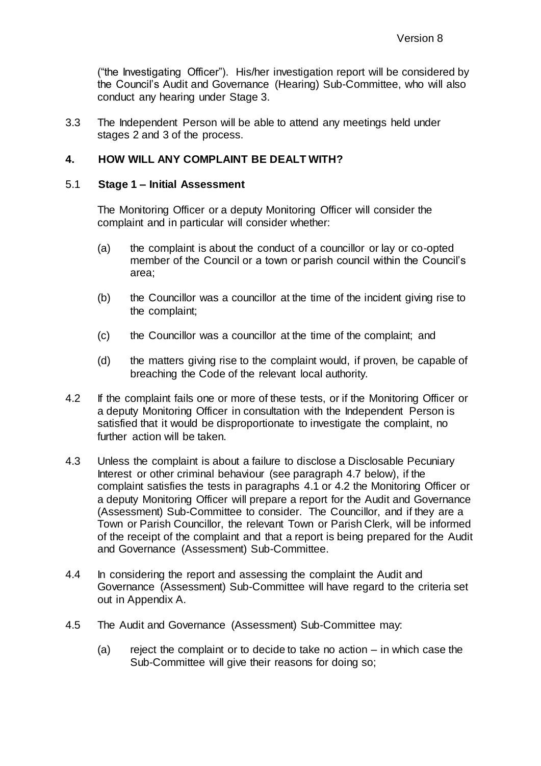("the Investigating Officer"). His/her investigation report will be considered by the Council's Audit and Governance (Hearing) Sub-Committee, who will also conduct any hearing under Stage 3.

3.3 The Independent Person will be able to attend any meetings held under stages 2 and 3 of the process.

## 4. HOW WILL ANY COMPLAINT BE DEALT WITH?

### 5.1 Stage 1 – Initial Assessment

The Monitoring Officer or a deputy Monitoring Officer will consider the complaint and in particular will consider whether:

(a) the complaint is about the conduct of a councillor or lay or co-opted member of the Council or a town or parish council within the Council's area;

(b) the Councillor was a councillor at the time of the incident giving rise to the complaint;

(c) the Councillor was a councillor at the time of the complaint; and

(d) the matters giving rise to the complaint would, if proven, be capable of breaching the Code of the relevant local authority.

4.2 If the complaint fails one or more of these tests, or if the Monitoring Officer or a deputy Monitoring Officer in consultation with the Independent Person is satisfied that it would be disproportionate to investigate the complaint, no further action will be taken.

4.3 Unless the complaint is about a failure to disclose a Disclosable Pecuniary Interest or other criminal behaviour (see paragraph 4.7 below), if the complaint satisfies the tests in paragraphs 4.1 or 4.2 the Monitoring Officer or a deputy Monitoring Officer will prepare a report for the Audit and Governance (Assessment) Sub-Committee to consider. The Councillor, and if they are a Town or Parish Councillor, the relevant Town or Parish Clerk, will be informed of the receipt of the complaint and that a report is being prepared for the Audit and Governance (Assessment) Sub-Committee.

4.4 In considering the report and assessing the complaint the Audit and Governance (Assessment) Sub-Committee will have regard to the criteria set out in Appendix A.

4.5 The Audit and Governance (Assessment) Sub-Committee may:

(a) reject the complaint or to decide to take no action – in which case the Sub-Committee will give their reasons for doing so;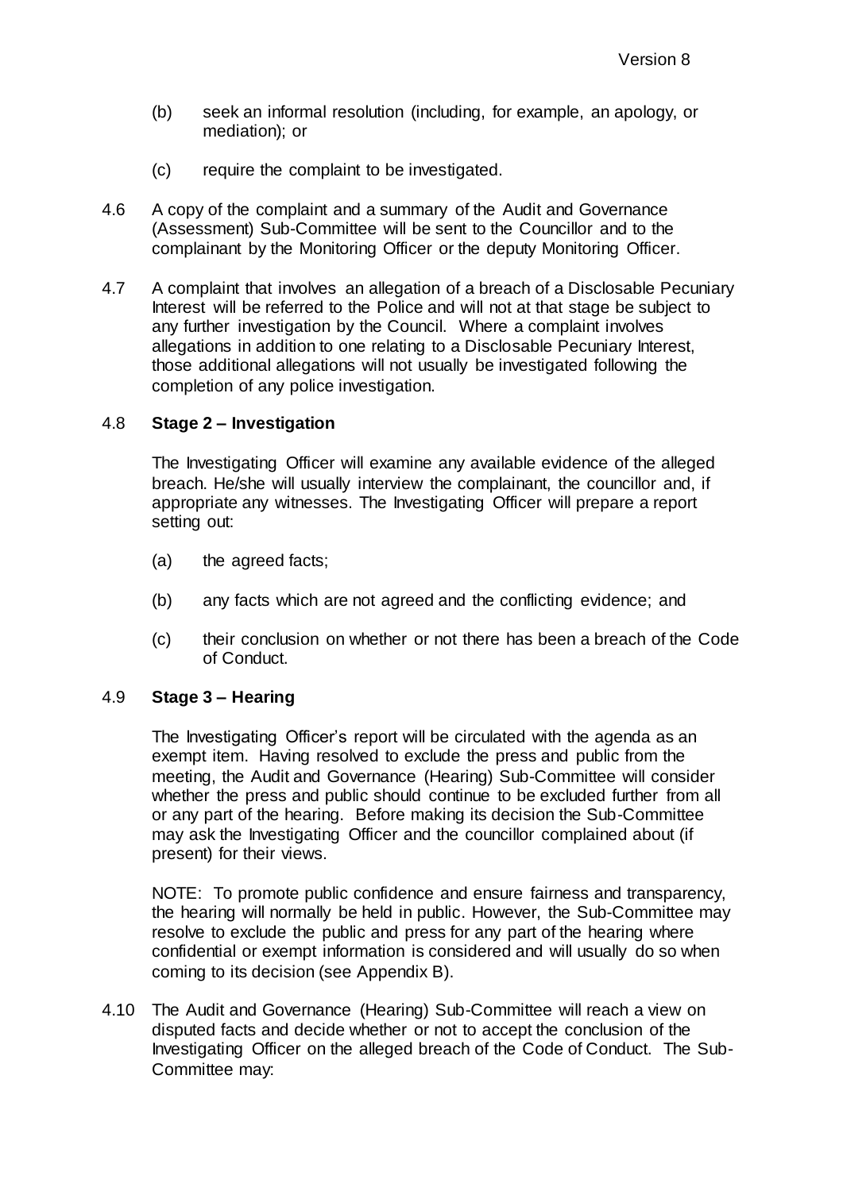(b) seek an informal resolution (including, for example, an apology, or mediation); or

(c) require the complaint to be investigated.

4.6 A copy of the complaint and a summary of the Audit and Governance (Assessment) Sub-Committee will be sent to the Councillor and to the complainant by the Monitoring Officer or the deputy Monitoring Officer.

4.7 A complaint that involves an allegation of a breach of a Disclosable Pecuniary Interest will be referred to the Police and will not at that stage be subject to any further investigation by the Council. Where a complaint involves allegations in addition to one relating to a Disclosable Pecuniary Interest, those additional allegations will not usually be investigated following the completion of any police investigation.

4.8 **Stage 2 – Investigation**

The Investigating Officer will examine any available evidence of the alleged breach. He/she will usually interview the complainant, the councillor and, if appropriate any witnesses. The Investigating Officer will prepare a report setting out:

(a) the agreed facts;

(b) any facts which are not agreed and the conflicting evidence; and

(c) their conclusion on whether or not there has been a breach of the Code of Conduct.

4.9 **Stage 3 – Hearing**

The Investigating Officer's report will be circulated with the agenda as an exempt item. Having resolved to exclude the press and public from the meeting, the Audit and Governance (Hearing) Sub-Committee will consider whether the press and public should continue to be excluded further from all or any part of the hearing. Before making its decision the Sub-Committee may ask the Investigating Officer and the councillor complained about (if present) for their views.

NOTE: To promote public confidence and ensure fairness and transparency, the hearing will normally be held in public. However, the Sub-Committee may resolve to exclude the public and press for any part of the hearing where confidential or exempt information is considered and will usually do so when coming to its decision (see Appendix B).

4.10 The Audit and Governance (Hearing) Sub-Committee will reach a view on disputed facts and decide whether or not to accept the conclusion of the Investigating Officer on the alleged breach of the Code of Conduct. The Sub-Committee may: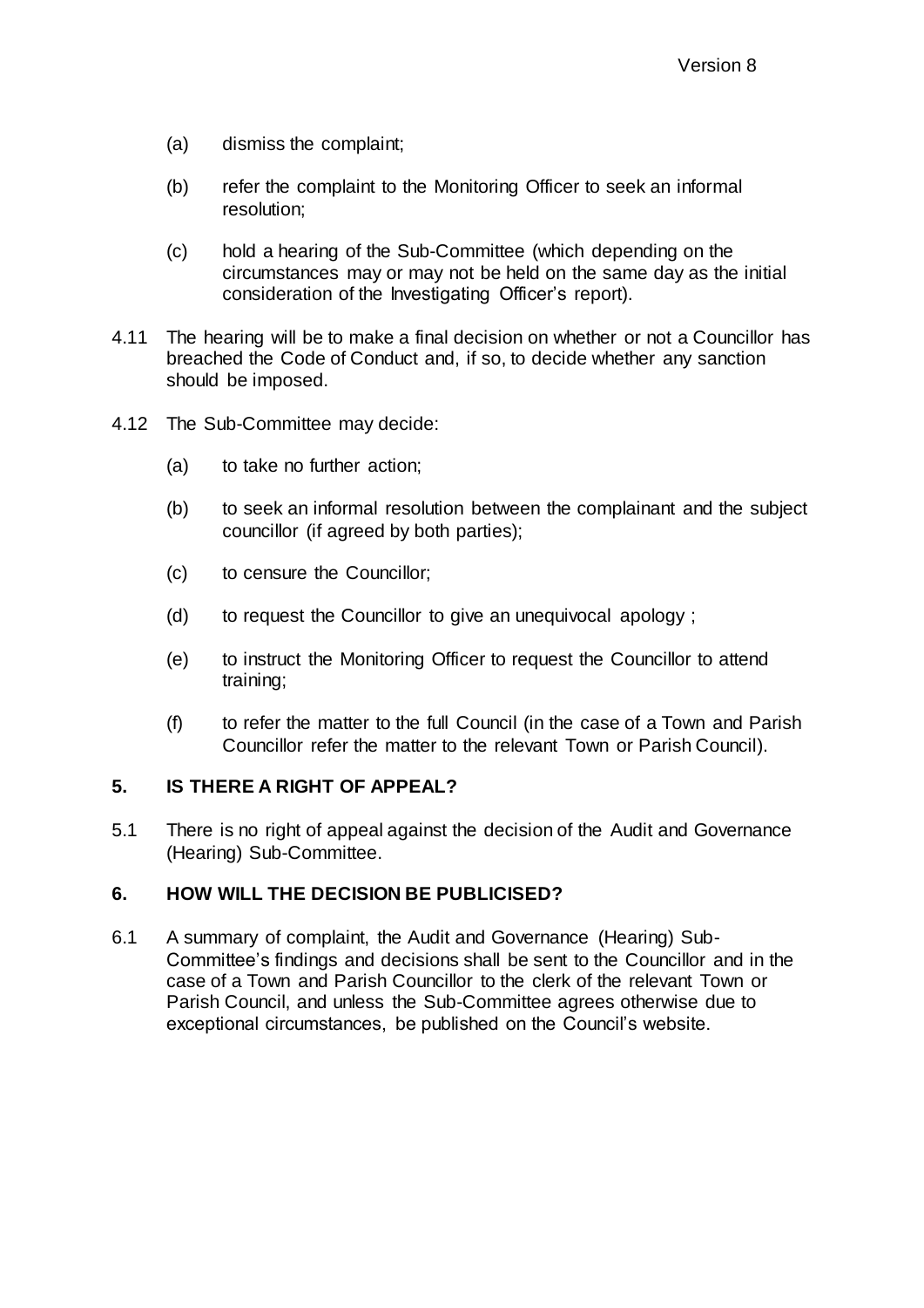(a) dismiss the complaint;

(b) refer the complaint to the Monitoring Officer to seek an informal resolution;

(c) hold a hearing of the Sub-Committee (which depending on the circumstances may or may not be held on the same day as the initial consideration of the Investigating Officer's report).

4.11 The hearing will be to make a final decision on whether or not a Councillor has breached the Code of Conduct and, if so, to decide whether any sanction should be imposed.

4.12 The Sub-Committee may decide:

(a) to take no further action;

(b) to seek an informal resolution between the complainant and the subject councillor (if agreed by both parties);

(c) to censure the Councillor;

(d) to request the Councillor to give an unequivocal apology ;

(e) to instruct the Monitoring Officer to request the Councillor to attend training;

(f) to refer the matter to the full Council (in the case of a Town and Parish Councillor refer the matter to the relevant Town or Parish Council).

## 5. IS THERE A RIGHT OF APPEAL?

5.1 There is no right of appeal against the decision of the Audit and Governance (Hearing) Sub-Committee.

## 6. HOW WILL THE DECISION BE PUBLICISED?

6.1 A summary of complaint, the Audit and Governance (Hearing) Sub-Committee's findings and decisions shall be sent to the Councillor and in the case of a Town and Parish Councillor to the clerk of the relevant Town or Parish Council, and unless the Sub-Committee agrees otherwise due to exceptional circumstances, be published on the Council's website.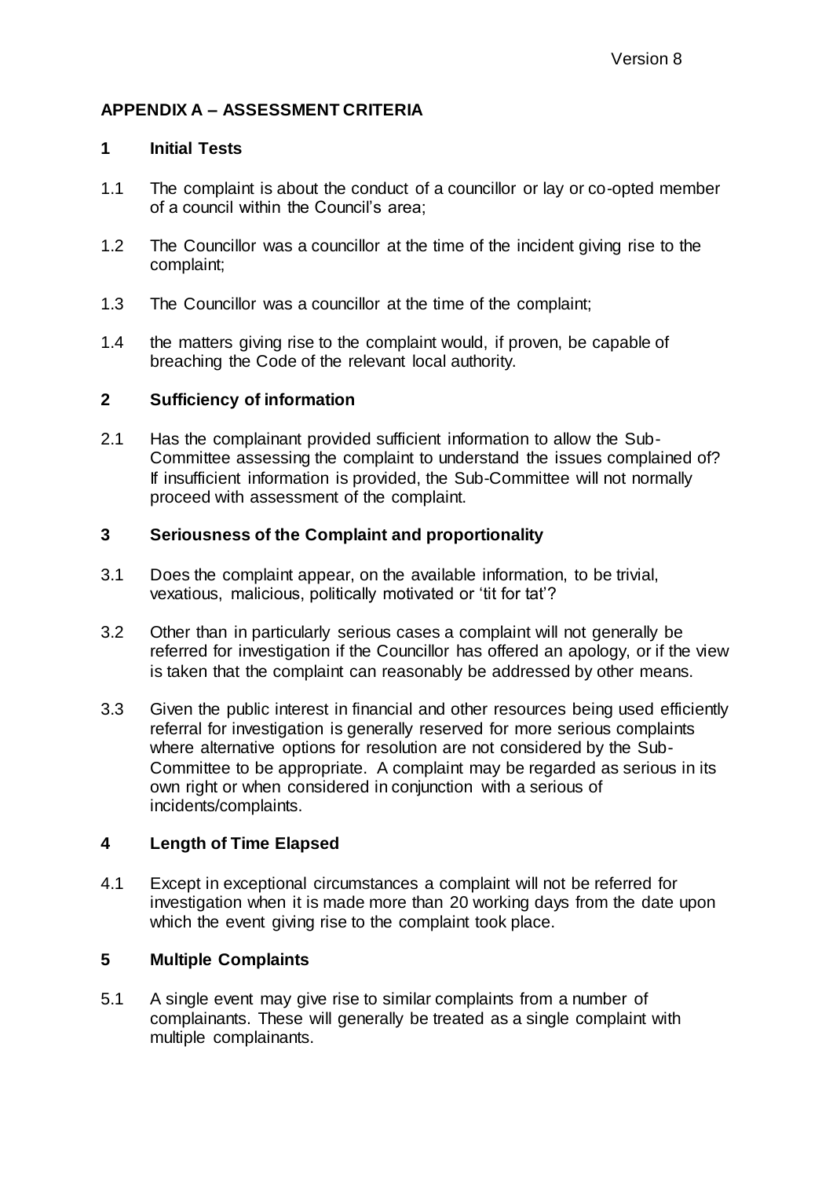**APPENDIX A – ASSESSMENT CRITERIA**

**1 Initial Tests**

1.1 The complaint is about the conduct of a councillor or lay or co-opted member of a council within the Council's area;

1.2 The Councillor was a councillor at the time of the incident giving rise to the complaint;

1.3 The Councillor was a councillor at the time of the complaint;

1.4 the matters giving rise to the complaint would, if proven, be capable of breaching the Code of the relevant local authority.

**2 Sufficiency of information**

2.1 Has the complainant provided sufficient information to allow the Sub-Committee assessing the complaint to understand the issues complained of? If insufficient information is provided, the Sub-Committee will not normally proceed with assessment of the complaint.

**3 Seriousness of the Complaint and proportionality**

3.1 Does the complaint appear, on the available information, to be trivial, vexatious, malicious, politically motivated or 'tit for tat'?

3.2 Other than in particularly serious cases a complaint will not generally be referred for investigation if the Councillor has offered an apology, or if the view is taken that the complaint can reasonably be addressed by other means.

3.3 Given the public interest in financial and other resources being used efficiently referral for investigation is generally reserved for more serious complaints where alternative options for resolution are not considered by the Sub-Committee to be appropriate. A complaint may be regarded as serious in its own right or when considered in conjunction with a serious of incidents/complaints.

**4 Length of Time Elapsed**

4.1 Except in exceptional circumstances a complaint will not be referred for investigation when it is made more than 20 working days from the date upon which the event giving rise to the complaint took place.

**5 Multiple Complaints**

5.1 A single event may give rise to similar complaints from a number of complainants. These will generally be treated as a single complaint with multiple complainants.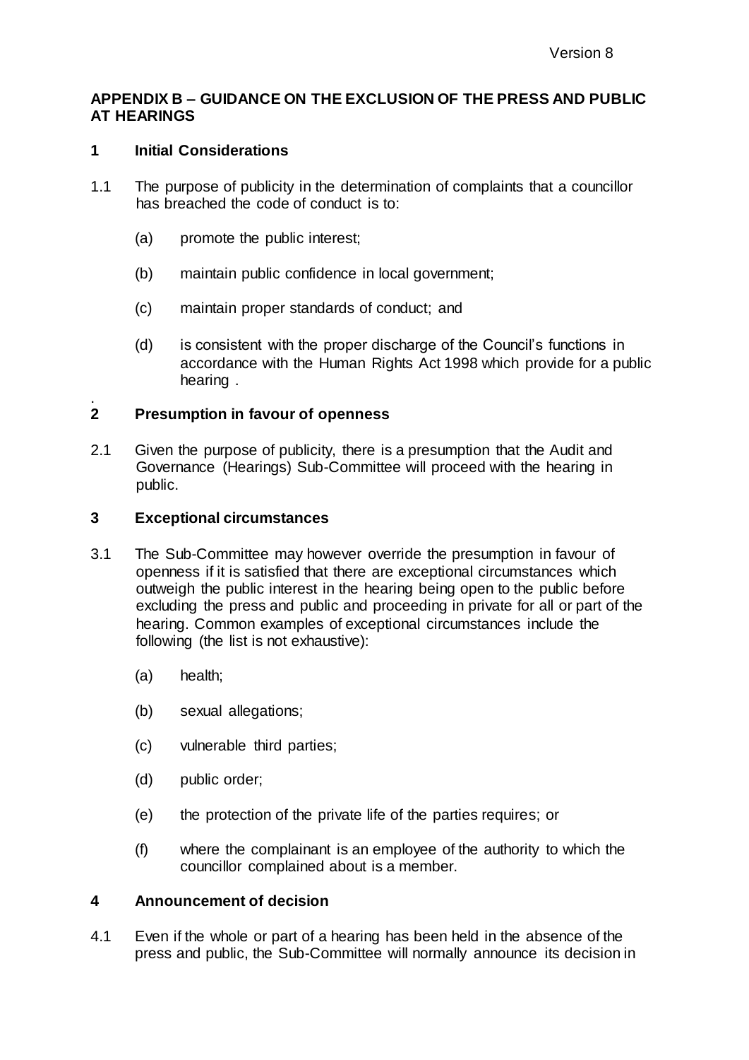**APPENDIX B – GUIDANCE ON THE EXCLUSION OF THE PRESS AND PUBLIC AT HEARINGS**

**1 Initial Considerations**

1.1 The purpose of publicity in the determination of complaints that a councillor has breached the code of conduct is to:

(a) promote the public interest;

(b) maintain public confidence in local government;

(c) maintain proper standards of conduct; and

(d) is consistent with the proper discharge of the Council's functions in accordance with the Human Rights Act 1998 which provide for a public hearing .

.

**2 Presumption in favour of openness**

2.1 Given the purpose of publicity, there is a presumption that the Audit and Governance (Hearings) Sub-Committee will proceed with the hearing in public.

**3 Exceptional circumstances**

3.1 The Sub-Committee may however override the presumption in favour of openness if it is satisfied that there are exceptional circumstances which outweigh the public interest in the hearing being open to the public before excluding the press and public and proceeding in private for all or part of the hearing. Common examples of exceptional circumstances include the following (the list is not exhaustive):

(a) health;

(b) sexual allegations;

(c) vulnerable third parties;

(d) public order;

(e) the protection of the private life of the parties requires; or

(f) where the complainant is an employee of the authority to which the councillor complained about is a member.

**4 Announcement of decision**

4.1 Even if the whole or part of a hearing has been held in the absence of the press and public, the Sub-Committee will normally announce its decision in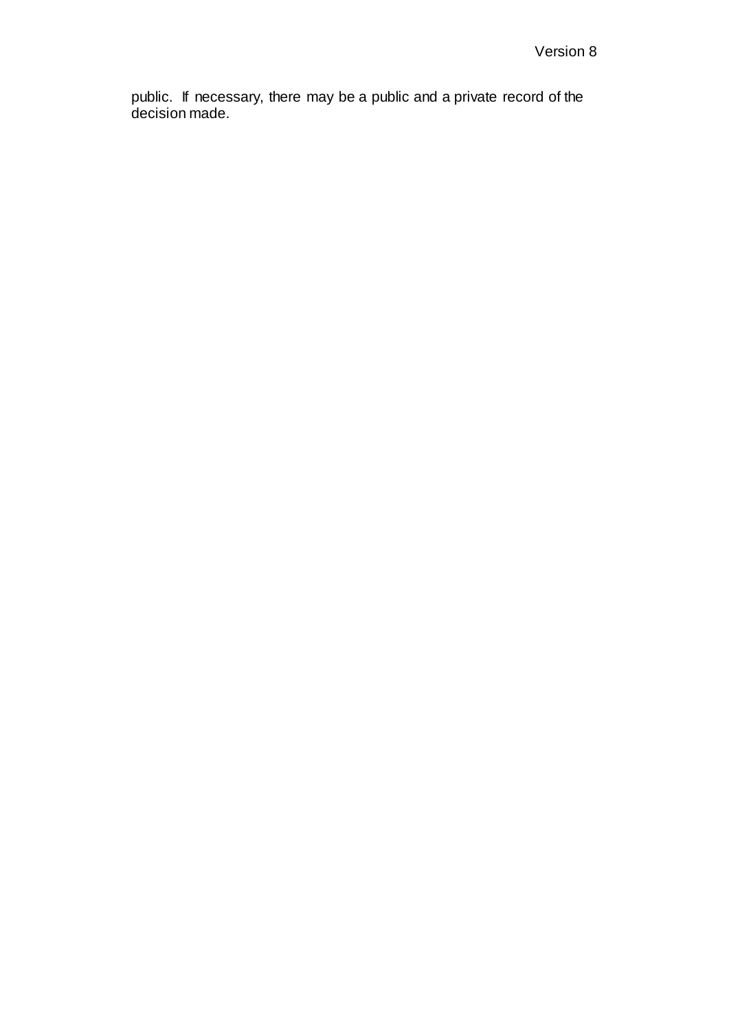public. If necessary, there may be a public and a private record of the decision made.